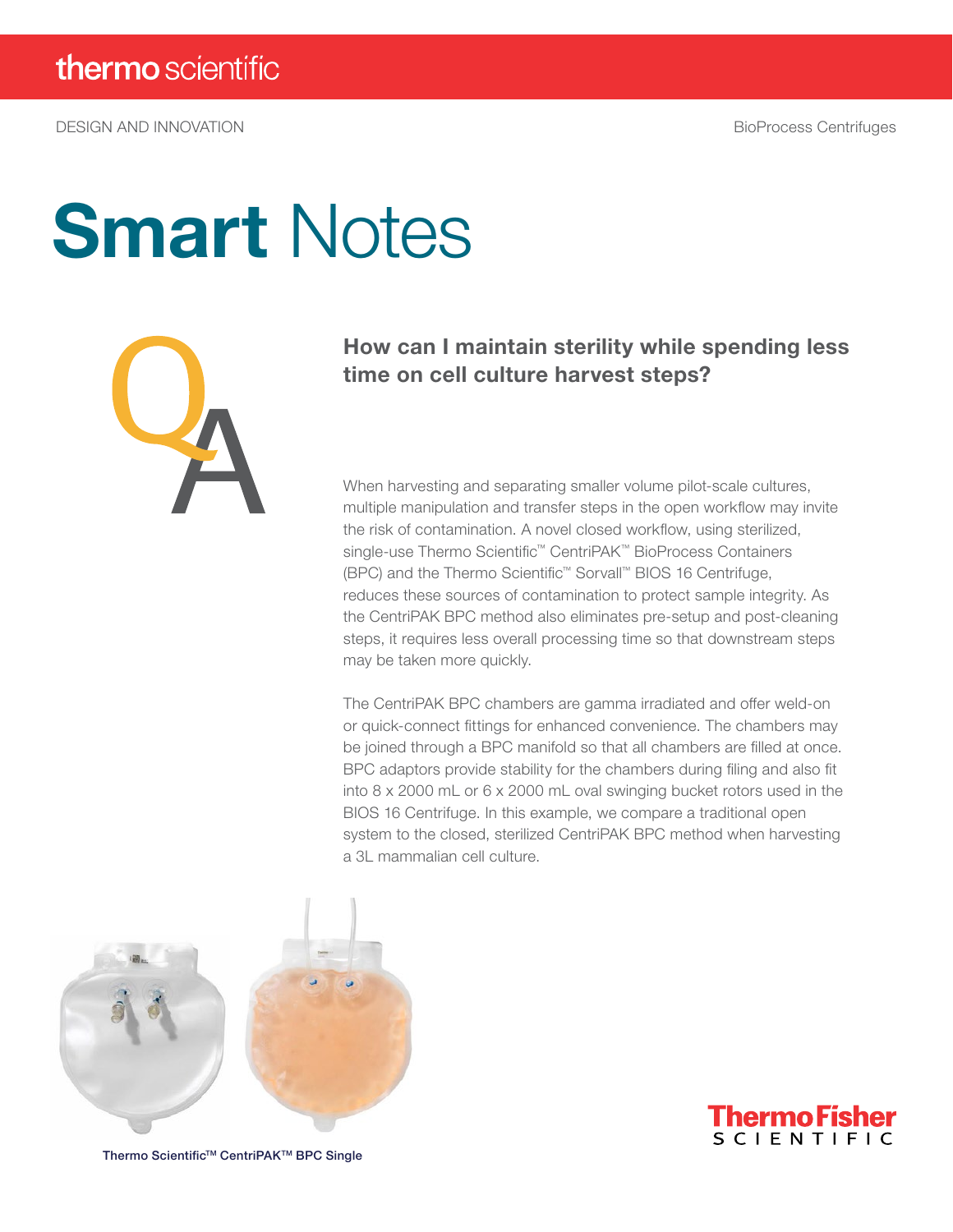# Smart Notes

DESIGN AND INNOVATION

BioProcess Centrifuges

## How can I maintain sterility while spending less time on cell culture harvest steps?

When harvesting and separating smaller volume pilot-scale cultures, multiple manipulation and transfer steps in the open workflow may invite the risk of contamination. A novel closed workflow, using sterilized, single-use Thermo Scientific™ CentriPAK™ BioProcess Containers (BPC) and the Thermo Scientific™ Sorvall™ BIOS 16 Centrifuge, reduces these sources of contamination to protect sample integrity. As the CentriPAK BPC method also eliminates pre-setup and post-cleaning steps, it requires less overall processing time so that downstream steps may be taken more quickly.

The CentriPAK BPC chambers are gamma irradiated and offer weld-on or quick-connect fittings for enhanced convenience. The chambers may be joined through a BPC manifold so that all chambers are filled at once. BPC adaptors provide stability for the chambers during filing and also fit into 8 x 2000 mL or 6 x 2000 mL oval swinging bucket rotors used in the BIOS 16 Centrifuge. In this example, we compare a traditional open system to the closed, sterilized CentriPAK BPC method when harvesting a 3L mammalian cell culture.

Thermo Scientific™ CentriPAK™ BPC Single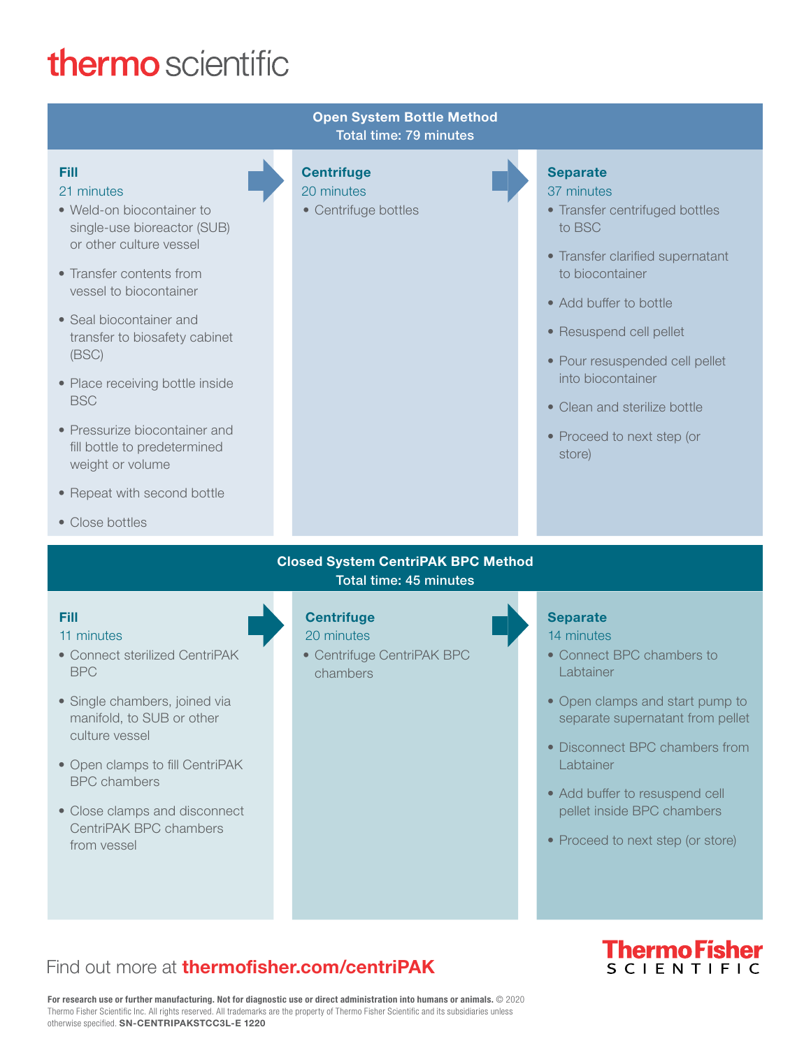## Open System Bottle Method

Total time: 79 minutes

### Fill

21 minutes

- Weld-on biocontainer to single-use bioreactor (SUB) or other culture vessel
- Transfer contents from vessel to biocontainer
- Seal biocontainer and transfer to biosafety cabinet (BSC)
- Place receiving bottle inside BSC
- Pressurize biocontainer and fill bottle to predetermined weight or volume
- Repeat with second bottle
- Close bottles

### Centrifuge

20 minutes

- Centrifuge bottles

### Separate

37 minutes

- Transfer centrifuged bottles to BSC
- Transfer clarified supernatant to biocontainer
- Add buffer to bottle
- Resuspend cell pellet
- Pour resuspended cell pellet into biocontainer
- Clean and sterilize bottle
- Proceed to next step (or store)

## Closed System CentriPAK BPC Method

Total time: 45 minutes

### Fill

11 minutes

- Connect sterilized CentriPAK BPC
- Single chambers, joined via manifold, to SUB or other culture vessel
- Open clamps to fill CentriPAK BPC chambers
- Close clamps and disconnect CentriPAK BPC chambers from vessel

### Centrifuge

20 minutes

- Centrifuge CentriPAK BPC chambers

### Separate

14 minutes

- Connect BPC chambers to Labtainer
- Open clamps and start pump to separate supernatant from pellet
- Disconnect BPC chambers from Labtainer
- Add buffer to resuspend cell pellet inside BPC chambers
- Proceed to next step (or store)

Find out more at **thermofisher.com/centriPAK**

**For research use or further manufacturing. Not for diagnostic use or direct administration into humans or animals.** © 2020 Thermo Fisher Scientific Inc. All rights reserved. All trademarks are the property of Thermo Fisher Scientific and its subsidiaries unless otherwise specified. **SN-CENTRIPAKSTCC3L-E 1220**